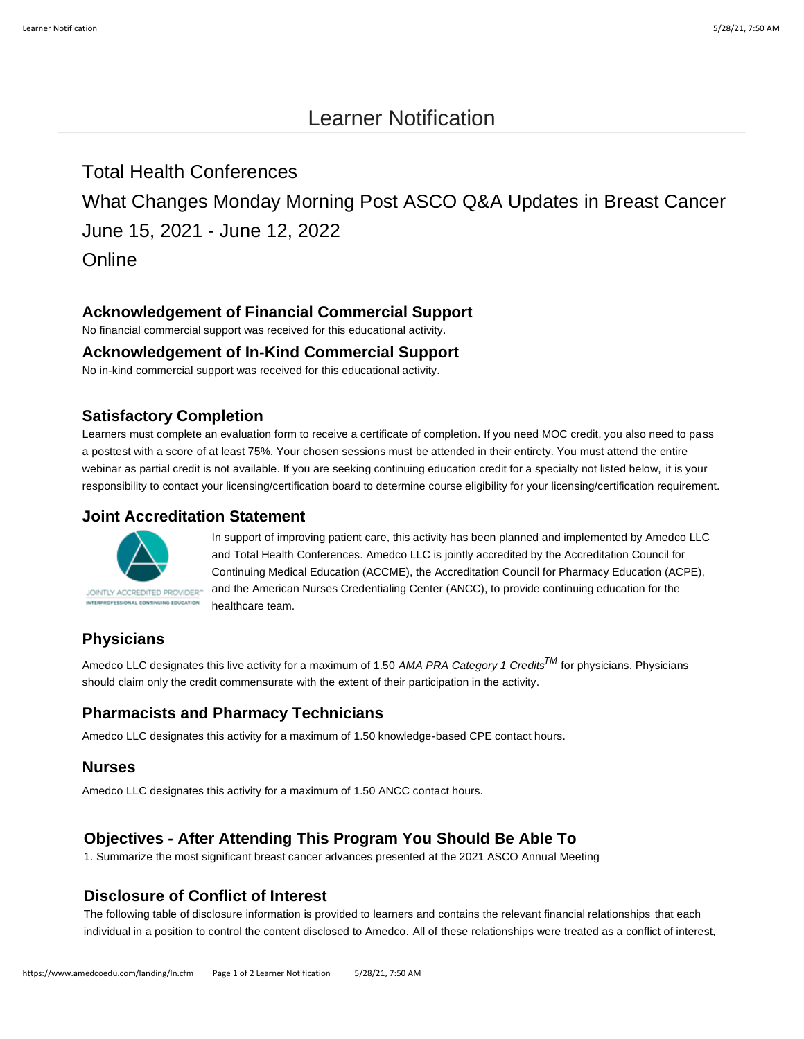# Learner Notification

## Total Health Conferences

## What Changes Monday Morning Post ASCO Q&A Updates in Breast Cancer

## June 15, 2021 - June 12, 2022

## Online

### Acknowledgement of Financial Commercial Support

No financial commercial support was received for this educational activity.

### Acknowledgement of In-Kind Commercial Support

No in-kind commercial support was received for this educational activity.

### Satisfactory Completion

Learners must complete an evaluation form to receive a certificate of completion. If you need MOC credit, you also need to pass a posttest with a score of at least 75%. Your chosen sessions must be attended in their entirety. You must attend the entire webinar as partial credit is not available. If you are seeking continuing education credit for a specialty not listed below, it is your responsibility to contact your licensing/certification board to determine course eligibility for your licensing/certification requirement.

### Joint Accreditation Statement

JOINTLY ACCREDITED PROVIDER™ INTERPROFESSIONAL CONTINUING EDUCATION

In support of improving patient care, this activity has been planned and implemented by Amedco LLC and Total Health Conferences. Amedco LLC is jointly accredited by the Accreditation Council for Continuing Medical Education (ACCME), the Accreditation Council for Pharmacy Education (ACPE), and the American Nurses Credentialing Center (ANCC), to provide continuing education for the healthcare team.

### Physicians

Amedco LLC designates this live activity for a maximum of 1.50 *AMA PRA Category 1 Credits™* for physicians. Physicians should claim only the credit commensurate with the extent of their participation in the activity.

### Pharmacists and Pharmacy Technicians

Amedco LLC designates this activity for a maximum of 1.50 knowledge-based CPE contact hours.

### Nurses

Amedco LLC designates this activity for a maximum of 1.50 ANCC contact hours.

### Objectives - After Attending This Program You Should Be Able To

1. Summarize the most significant breast cancer advances presented at the 2021 ASCO Annual Meeting

### Disclosure of Conflict of Interest

The following table of disclosure information is provided to learners and contains the relevant financial relationships that each individual in a position to control the content disclosed to Amedco. All of these relationships were treated as a conflict of interest,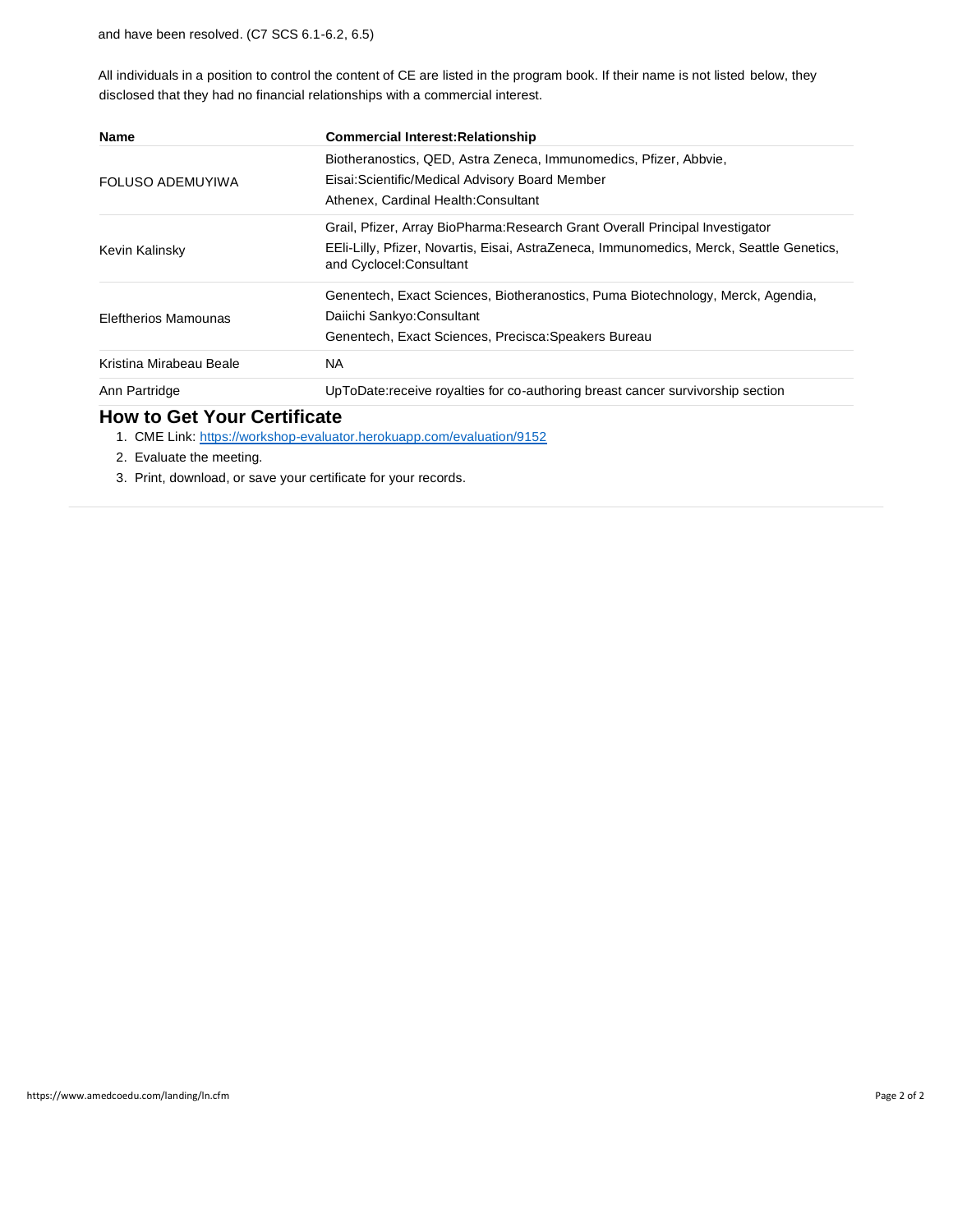and have been resolved. (C7 SCS 6.1-6.2, 6.5)

All individuals in a position to control the content of CE are listed in the program book. If their name is not listed below, they disclosed that they had no financial relationships with a commercial interest.

| Name | Commercial Interest:Relationship |
|---|---|
| FOLUSO ADEMUYIWA | Biotheranostics, QED, Astra Zeneca, Immunomedics, Pfizer, Abbvie, Eisai:Scientific/Medical Advisory Board Member<br>Athenex, Cardinal Health:Consultant |
| Kevin Kalinsky | Grail, Pfizer, Array BioPharma:Research Grant Overall Principal Investigator<br>EEli-Lilly, Pfizer, Novartis, Eisai, AstraZeneca, Immunomedics, Merck, Seattle Genetics, and Cyclocel:Consultant |
| Eleftherios Mamounas | Genentech, Exact Sciences, Biotheranostics, Puma Biotechnology, Merck, Agendia, Daiichi Sankyo:Consultant<br>Genentech, Exact Sciences, Precisca:Speakers Bureau |
| Kristina Mirabeau Beale | NA |
| Ann Partridge | UpToDate:receive royalties for co-authoring breast cancer survivorship section |

## How to Get Your Certificate

1. CME Link: https://workshop-evaluator.herokuapp.com/evaluation/9152
2. Evaluate the meeting.
3. Print, download, or save your certificate for your records.